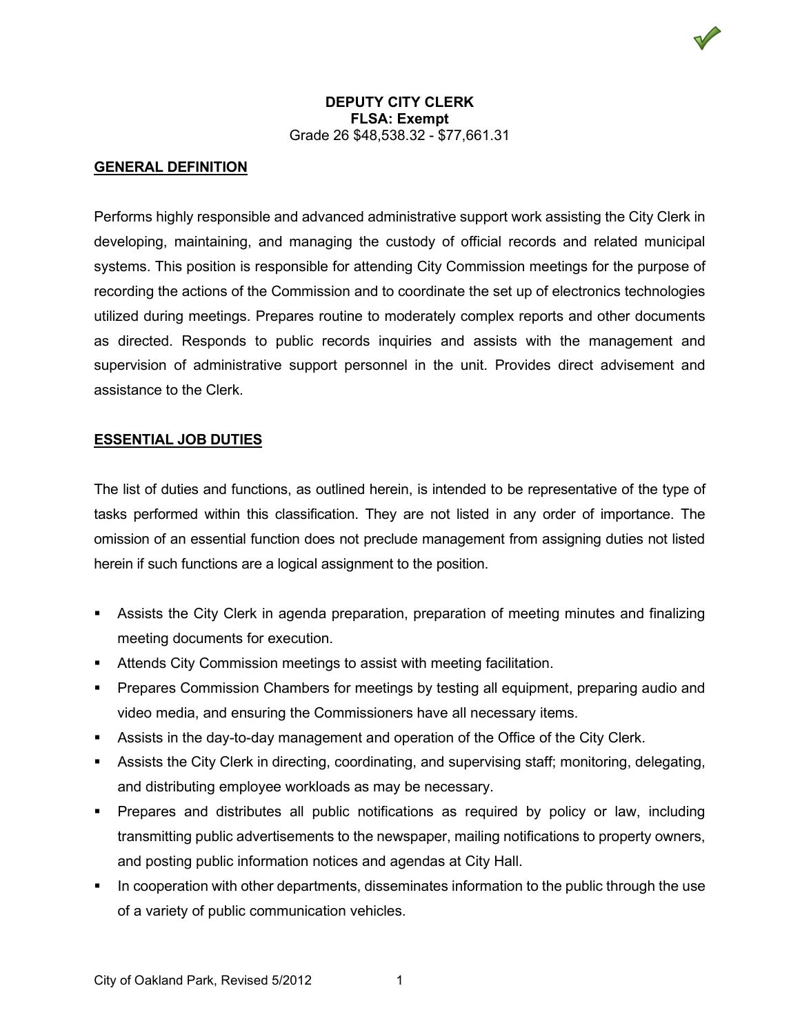**DEPUTY CITY CLERK**
**FLSA: Exempt**
Grade 26 $48,538.32 - $77,661.31

## GENERAL DEFINITION

Performs highly responsible and advanced administrative support work assisting the City Clerk in developing, maintaining, and managing the custody of official records and related municipal systems. This position is responsible for attending City Commission meetings for the purpose of recording the actions of the Commission and to coordinate the set up of electronics technologies utilized during meetings. Prepares routine to moderately complex reports and other documents as directed. Responds to public records inquiries and assists with the management and supervision of administrative support personnel in the unit. Provides direct advisement and assistance to the Clerk.

## ESSENTIAL JOB DUTIES

The list of duties and functions, as outlined herein, is intended to be representative of the type of tasks performed within this classification. They are not listed in any order of importance. The omission of an essential function does not preclude management from assigning duties not listed herein if such functions are a logical assignment to the position.

- Assists the City Clerk in agenda preparation, preparation of meeting minutes and finalizing meeting documents for execution.
- Attends City Commission meetings to assist with meeting facilitation.
- Prepares Commission Chambers for meetings by testing all equipment, preparing audio and video media, and ensuring the Commissioners have all necessary items.
- Assists in the day-to-day management and operation of the Office of the City Clerk.
- Assists the City Clerk in directing, coordinating, and supervising staff; monitoring, delegating, and distributing employee workloads as may be necessary.
- Prepares and distributes all public notifications as required by policy or law, including transmitting public advertisements to the newspaper, mailing notifications to property owners, and posting public information notices and agendas at City Hall.
- In cooperation with other departments, disseminates information to the public through the use of a variety of public communication vehicles.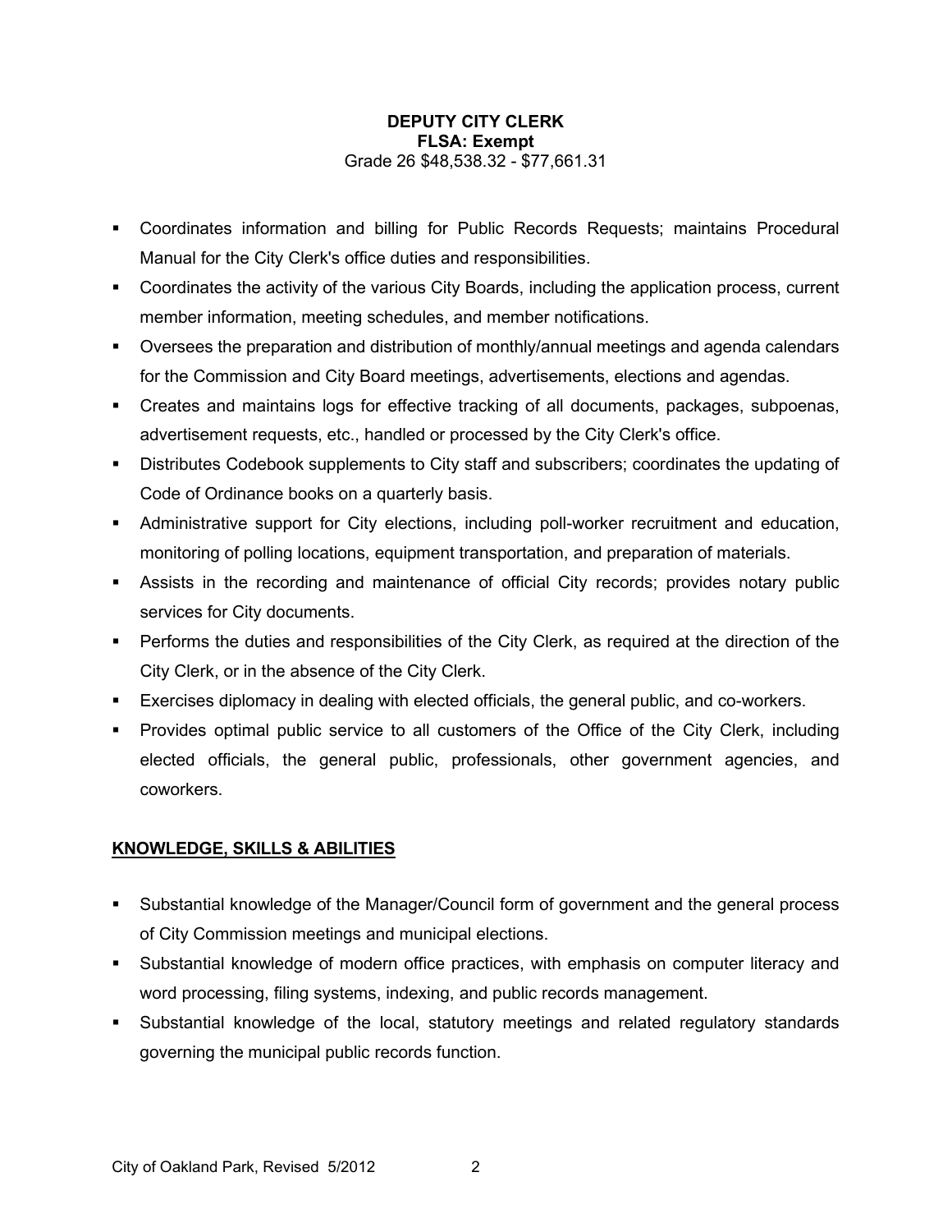**DEPUTY CITY CLERK**
**FLSA: Exempt**
Grade 26 $48,538.32 - $77,661.31

- Coordinates information and billing for Public Records Requests; maintains Procedural Manual for the City Clerk's office duties and responsibilities.
- Coordinates the activity of the various City Boards, including the application process, current member information, meeting schedules, and member notifications.
- Oversees the preparation and distribution of monthly/annual meetings and agenda calendars for the Commission and City Board meetings, advertisements, elections and agendas.
- Creates and maintains logs for effective tracking of all documents, packages, subpoenas, advertisement requests, etc., handled or processed by the City Clerk's office.
- Distributes Codebook supplements to City staff and subscribers; coordinates the updating of Code of Ordinance books on a quarterly basis.
- Administrative support for City elections, including poll-worker recruitment and education, monitoring of polling locations, equipment transportation, and preparation of materials.
- Assists in the recording and maintenance of official City records; provides notary public services for City documents.
- Performs the duties and responsibilities of the City Clerk, as required at the direction of the City Clerk, or in the absence of the City Clerk.
- Exercises diplomacy in dealing with elected officials, the general public, and co-workers.
- Provides optimal public service to all customers of the Office of the City Clerk, including elected officials, the general public, professionals, other government agencies, and coworkers.

## KNOWLEDGE, SKILLS & ABILITIES

- Substantial knowledge of the Manager/Council form of government and the general process of City Commission meetings and municipal elections.
- Substantial knowledge of modern office practices, with emphasis on computer literacy and word processing, filing systems, indexing, and public records management.
- Substantial knowledge of the local, statutory meetings and related regulatory standards governing the municipal public records function.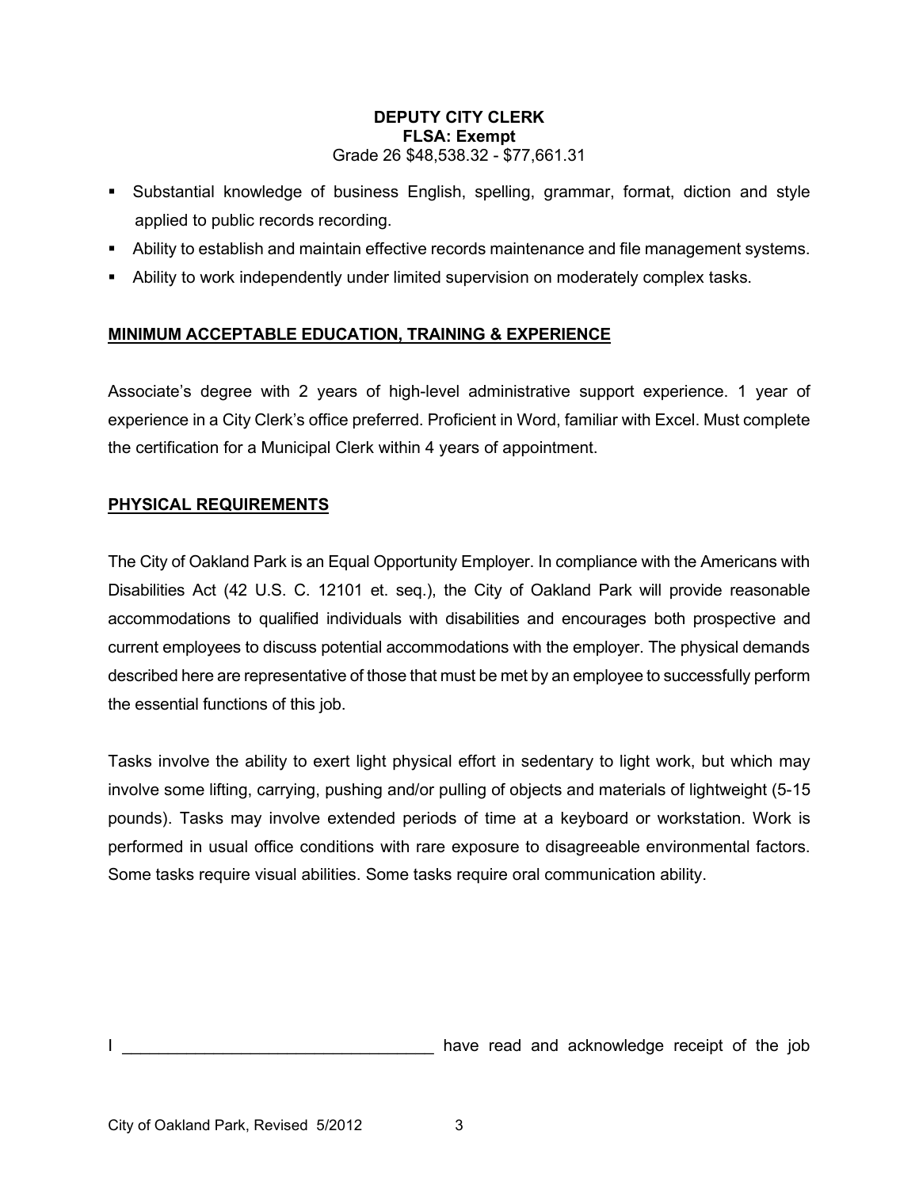**DEPUTY CITY CLERK**
**FLSA: Exempt**
Grade 26 $48,538.32 - $77,661.31

- Substantial knowledge of business English, spelling, grammar, format, diction and style applied to public records recording.
- Ability to establish and maintain effective records maintenance and file management systems.
- Ability to work independently under limited supervision on moderately complex tasks.

## MINIMUM ACCEPTABLE EDUCATION, TRAINING & EXPERIENCE

Associate's degree with 2 years of high-level administrative support experience. 1 year of experience in a City Clerk's office preferred. Proficient in Word, familiar with Excel. Must complete the certification for a Municipal Clerk within 4 years of appointment.

## PHYSICAL REQUIREMENTS

The City of Oakland Park is an Equal Opportunity Employer. In compliance with the Americans with Disabilities Act (42 U.S. C. 12101 et. seq.), the City of Oakland Park will provide reasonable accommodations to qualified individuals with disabilities and encourages both prospective and current employees to discuss potential accommodations with the employer. The physical demands described here are representative of those that must be met by an employee to successfully perform the essential functions of this job.

Tasks involve the ability to exert light physical effort in sedentary to light work, but which may involve some lifting, carrying, pushing and/or pulling of objects and materials of lightweight (5-15 pounds). Tasks may involve extended periods of time at a keyboard or workstation. Work is performed in usual office conditions with rare exposure to disagreeable environmental factors. Some tasks require visual abilities. Some tasks require oral communication ability.

I _________________________________ have read and acknowledge receipt of the job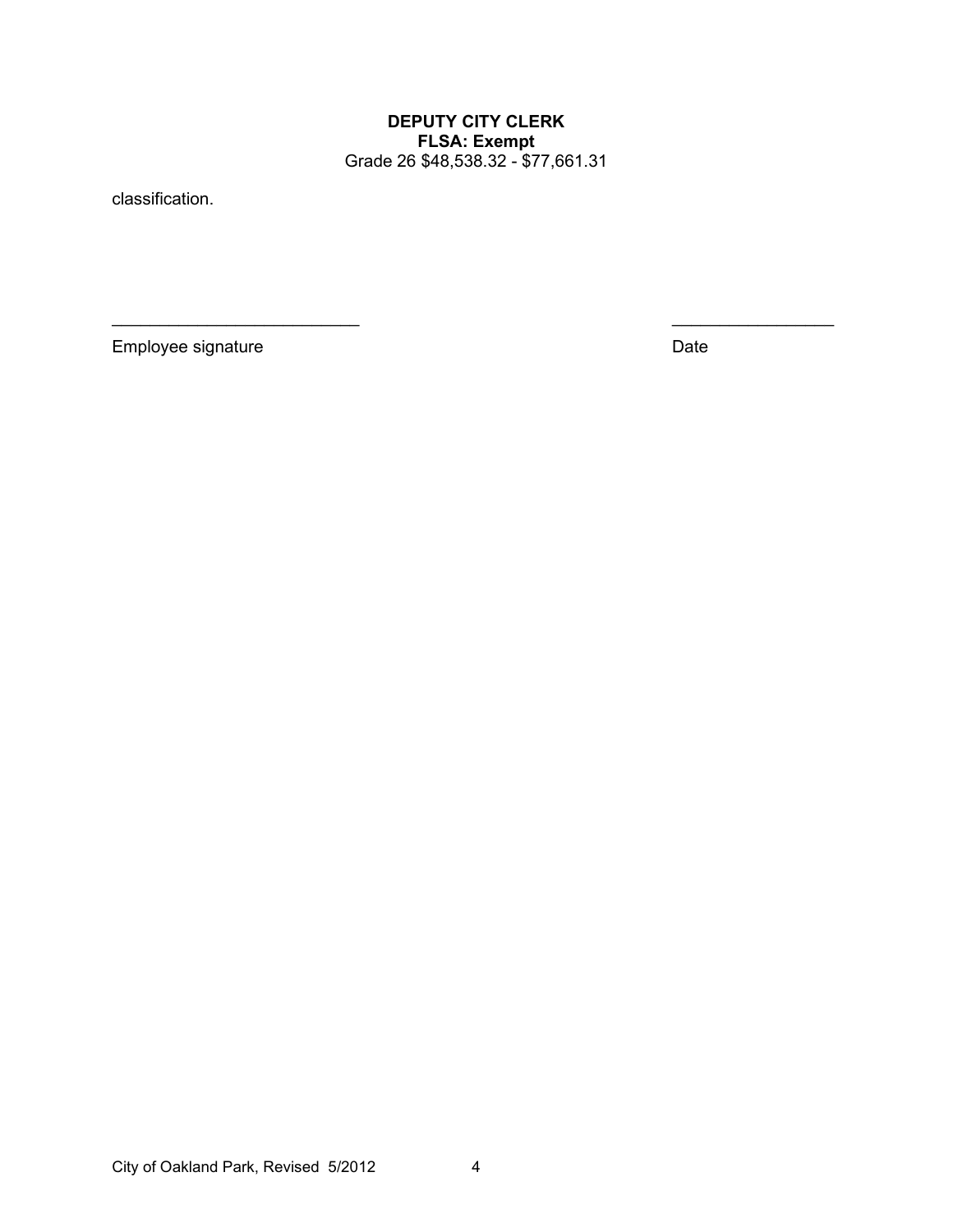**DEPUTY CITY CLERK**
**FLSA: Exempt**
Grade 26 $48,538.32 - $77,661.31

classification.

___________________________                                        _________________

Employee signature                                                              Date